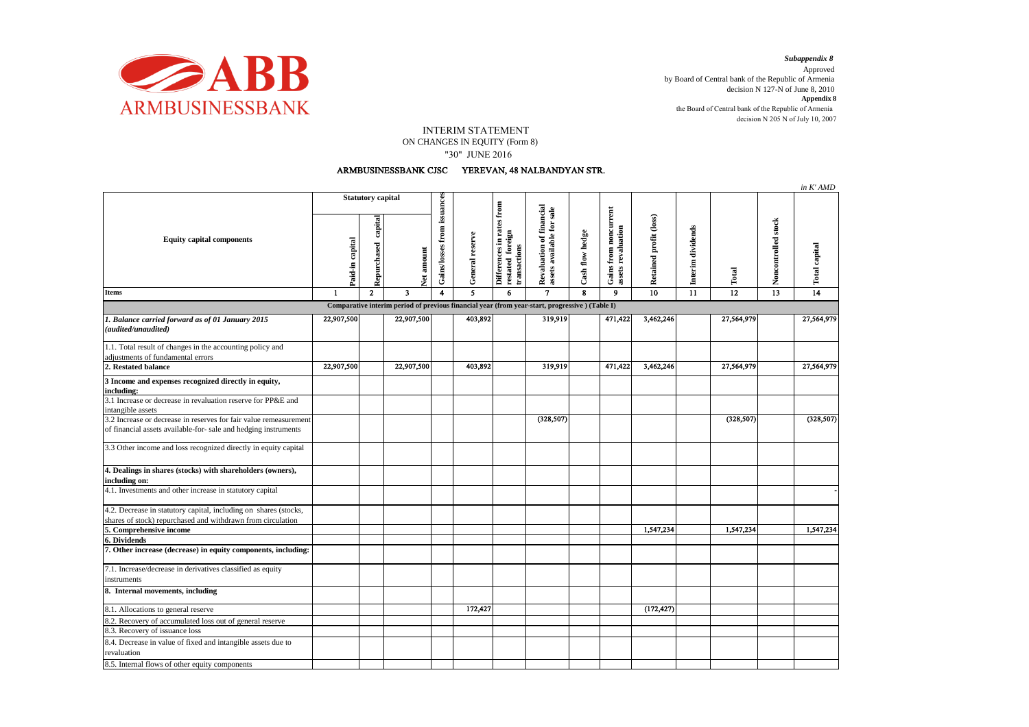ARMBUSINESSBANK

*Subappendix 8*
Approved
by Board of Central bank of the Republic of Armenia
decision N 127-N of June 8, 2010
**Appendix 8**
the Board of Central bank of the Republic of Armenia
decision N 205 N of July 10, 2007

# INTERIM STATEMENT
## ON CHANGES IN EQUITY (Form 8)
## "30" JUNE 2016

**ARMBUSINESSBANK CJSC YEREVAN, 48 NALBANDYAN STR.**

*in K' AMD*

| Equity capital components | Statutory capital | | | Gains/losses from issuances | General reserve | Differences in rates from restated foreign transactions | Revaluation of financial assets available for sale | Cash flow hedge | Gains from noncurrent assets revaluation | Retained profit (loss) | Interim dividends | Total | Noncontrolled stock | Total capital |
|---|---|---|---|---|---|---|---|---|---|---|---|---|---|---|
| | Paid-in capital | Repurchased capital | Net amount | | | | | | | | | | | |
| **Items** | 1 | 2 | 3 | 4 | 5 | 6 | 7 | 8 | 9 | 10 | 11 | 12 | 13 | 14 |
| **Comparative interim period of previous financial year (from year-start, progressive ) (Table I)** | | | | | | | | | | | | | | |
| ***1. Balance carried forward as of 01 January 2015 (audited/unaudited)*** | 22,907,500 | | 22,907,500 | | 403,892 | | 319,919 | | 471,422 | 3,462,246 | | 27,564,979 | | 27,564,979 |
| 1.1. Total result of changes in the accounting policy and adjustments of fundamental errors | | | | | | | | | | | | | | |
| **2. Restated balance** | 22,907,500 | | 22,907,500 | | 403,892 | | 319,919 | | 471,422 | 3,462,246 | | 27,564,979 | | 27,564,979 |
| **3 Income and expenses recognized directly in equity, including:** | | | | | | | | | | | | | | |
| 3.1 Increase or decrease in revaluation reserve for PP&E and intangible assets | | | | | | | | | | | | | | |
| 3.2 Increase or decrease in reserves for fair value remeasurement of financial assets available-for- sale and hedging instruments | | | | | | | (328,507) | | | | | (328,507) | | (328,507) |
| 3.3 Other income and loss recognized directly in equity capital | | | | | | | | | | | | | | |
| **4. Dealings in shares (stocks) with shareholders (owners), including on:** | | | | | | | | | | | | | | |
| 4.1. Investments and other increase in statutory capital | | | | | | | | | | | | | | - |
| 4.2. Decrease in statutory capital, including on shares (stocks, shares of stock) repurchased and withdrawn from circulation | | | | | | | | | | | | | | |
| **5. Comprehensive income** | | | | | | | | | | 1,547,234 | | 1,547,234 | | 1,547,234 |
| **6. Dividends** | | | | | | | | | | | | | | |
| **7. Other increase (decrease) in equity components, including:** | | | | | | | | | | | | | | |
| 7.1. Increase/decrease in derivatives classified as equity instruments | | | | | | | | | | | | | | |
| **8. Internal movements, including** | | | | | | | | | | | | | | |
| 8.1. Allocations to general reserve | | | | | 172,427 | | | | | (172,427) | | | | |
| 8.2. Recovery of accumulated loss out of general reserve | | | | | | | | | | | | | | |
| 8.3. Recovery of issuance loss | | | | | | | | | | | | | | |
| 8.4. Decrease in value of fixed and intangible assets due to revaluation | | | | | | | | | | | | | | |
| 8.5. Internal flows of other equity components | | | | | | | | | | | | | | |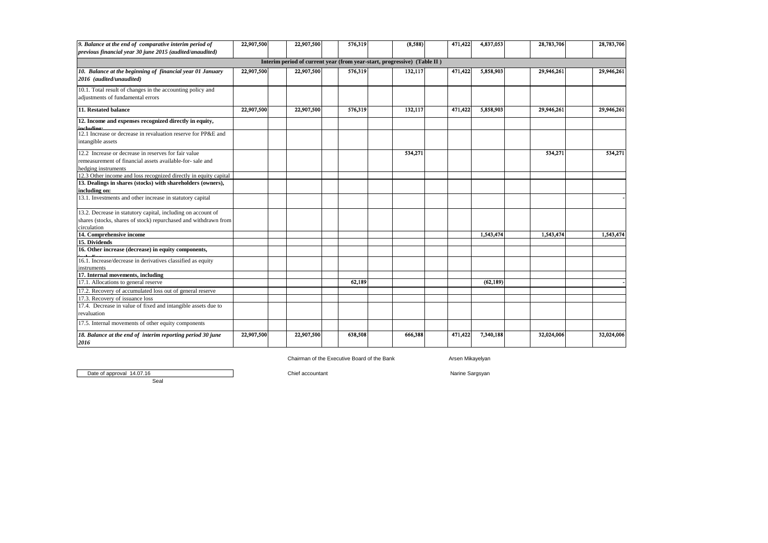| | | | | | | | | | | | | | | |
|---|---|---|---|---|---|---|---|---|---|---|---|---|---|---|
| *9. Balance at the end of comparative interim period of previous financial year 30 june 2015 (audited/anaudited)* | 22,907,500 | | 22,907,500 | | 576,319 | | (8,588) | | 471,422 | 4,837,053 | | 28,783,706 | | 28,783,706 |
| **Interim period of current year (from year-start, progressive) (Table II )** | | | | | | | | | | | | | | |
| *10. Balance at the beginning of financial year 01 January 2016 (audited/unaudited)* | 22,907,500 | | 22,907,500 | | 576,319 | | 132,117 | | 471,422 | 5,858,903 | | 29,946,261 | | 29,946,261 |
| 10.1. Total result of changes in the accounting policy and adjustments of fundamental errors | | | | | | | | | | | | | | |
| **11. Restated balance** | 22,907,500 | | 22,907,500 | | 576,319 | | 132,117 | | 471,422 | 5,858,903 | | 29,946,261 | | 29,946,261 |
| **12. Income and expenses recognized directly in equity, including:** | | | | | | | | | | | | | | |
| 12.1 Increase or decrease in revaluation reserve for PP&E and intangible assets | | | | | | | | | | | | | | |
| 12.2 Increase or decrease in reserves for fair value remeasurement of financial assets available-for- sale and hedging instruments | | | | | | | 534,271 | | | | | 534,271 | | 534,271 |
| 12.3 Other income and loss recognized directly in equity capital | | | | | | | | | | | | | | |
| **13. Dealings in shares (stocks) with shareholders (owners), including on:** | | | | | | | | | | | | | | |
| 13.1. Investments and other increase in statutory capital | | | | | | | | | | | | | | - |
| 13.2. Decrease in statutory capital, including on account of shares (stocks, shares of stock) repurchased and withdrawn from circulation | | | | | | | | | | | | | | |
| **14. Comprehensive income** | | | | | | | | | | 1,543,474 | | 1,543,474 | | 1,543,474 |
| **15. Dividends** | | | | | | | | | | | | | | |
| **16. Other increase (decrease) in equity components, including:** | | | | | | | | | | | | | | |
| 16.1. Increase/decrease in derivatives classified as equity instruments | | | | | | | | | | | | | | |
| **17. Internal movements, including** | | | | | | | | | | | | | | |
| 17.1. Allocations to general reserve | | | | | 62,189 | | | | | (62,189) | | | | - |
| 17.2. Recovery of accumulated loss out of general reserve | | | | | | | | | | | | | | |
| 17.3. Recovery of issuance loss | | | | | | | | | | | | | | |
| 17.4. Decrease in value of fixed and intangible assets due to revaluation | | | | | | | | | | | | | | |
| 17.5. Internal movements of other equity components | | | | | | | | | | | | | | |
| ***18. Balance at the end of interim reporting period 30 june 2016*** | 22,907,500 | | 22,907,500 | | 638,508 | | 666,388 | | 471,422 | 7,340,188 | | 32,024,006 | | 32,024,006 |

Chairman of the Executive Board of the Bank — Arsen Mikayelyan

Chief accountant — Narine Sargsyan

Date of approval 14.07.16

Seal